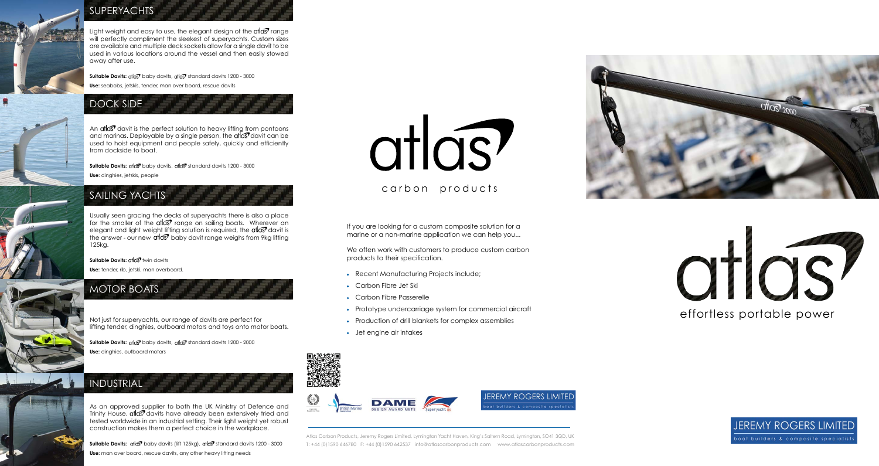## SUPERYACHTS

Light weight and easy to use, the elegant design of the atlas range will perfectly compliment the sleekest of superyachts. Custom sizes are available and multiple deck sockets allow for a single davit to be used in various locations around the vessel and then easily stowed away after use.

**Suitable Davits:** atlas baby davits, atlas standard davits 1200 - 3000

**Use:** seabobs, jetskis, tender, man over board, rescue davits

## DOCK SIDE

An atlas davit is the perfect solution to heavy lifting from pontoons and marinas. Deployable by a single person, the atlas davit can be used to hoist equipment and people safely, quickly and efficiently from dockside to boat.

**Suitable Davits:** atlas baby davits, atlas standard davits 1200 - 3000

**Use:** dinghies, jetskis, people

## SAILING YACHTS

Usually seen gracing the decks of superyachts there is also a place for the smaller of the atlas range on sailing boats. Wherever an elegant and light weight lifting solution is required, the atlas davit is the answer - our new atlas baby davit range weighs from 9kg lifting 125kg.

**Suitable Davits:** atlas twin davits

**Use:** tender, rib, jetski, man overboard.

## MOTOR BOATS

Not just for superyachts, our range of davits are perfect for lifting tender, dinghies, outboard motors and toys onto motor boats.

**Suitable Davits:** atlas baby davits, atlas standard davits 1200 - 2000

**Use:** dinghies, outboard motors

## INDUSTRIAL

As an approved supplier to both the UK Ministry of Defence and Trinity House, atlas davits have already been extensively tried and tested worldwide in an industrial setting. Their light weight yet robust construction makes them a perfect choice in the workplace.

**Suitable Davits:** atlas baby davits (lift 125kg), atlas standard davits 1200 - 3000

**Use:** man over board, rescue davits, any other heavy lifting needs

# atlas

carbon products

If you are looking for a custom composite solution for a marine or a non-marine application we can help you...

We often work with customers to produce custom carbon products to their specification.

- Recent Manufacturing Projects include;
- Carbon Fibre Jet Ski
- Carbon Fibre Passerelle
- Prototype undercarriage system for commercial aircraft
- Production of drill blankets for complex assemblies
- Jet engine air intakes

JEREMY ROGERS LIMITED
boat builders & composite specialists

Atlas Carbon Products, Jeremy Rogers Limited, Lymington Yacht Haven, King's Saltern Road, Lymington, SO41 3QD, UK
T: +44 (0)1590 646780 F: +44 (0)1590 642537 info@atlascarbonproducts.com www.atlascarbonproducts.com

# atlas

effortless portable power

JEREMY ROGERS LIMITED
boat builders & composite specialists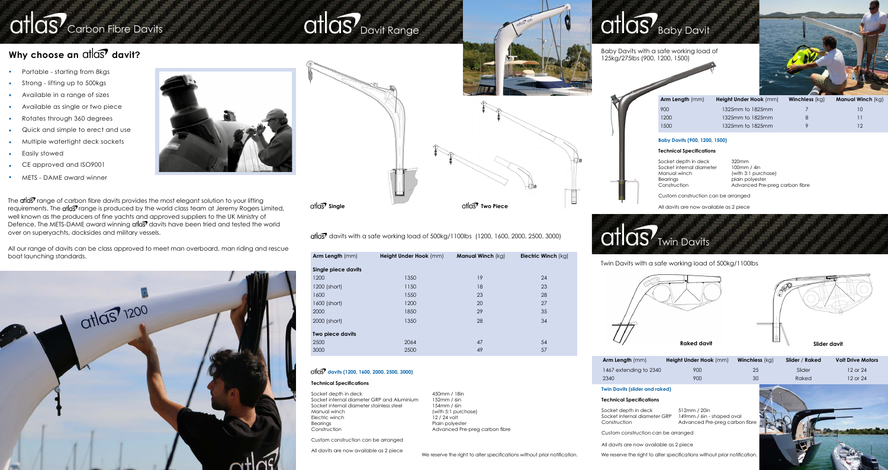# atlas Carbon Fibre Davits

## Why choose an atlas davit?

- Portable - starting from 8kgs
- Strong - lifting up to 500kgs
- Available in a range of sizes
- Available as single or two piece
- Rotates through 360 degrees
- Quick and simple to erect and use
- Multiple watertight deck sockets
- Easily stowed
- CE approved and ISO9001
- METS - DAME award winner

The atlas range of carbon fibre davits provides the most elegant solution to your lifting requirements. The atlas range is produced by the world class team at Jeremy Rogers Limited, well known as the producers of fine yachts and approved suppliers to the UK Ministry of Defence. The METS-DAME award winning atlas davits have been tried and tested the world over on superyachts, docksides and military vessels.

All our range of davits can be class approved to meet man overboard, man riding and rescue boat launching standards.

# atlas Davit Range

atlas Single

atlas Two Piece

atlas davits with a safe working load of 500kg/1100lbs (1200, 1600, 2000, 2500, 3000)

| Arm Length (mm) | Height Under Hook (mm) | Manual Winch (kg) | Electric Winch (kg) |
|---|---|---|---|
| **Single piece davits** | | | |
| 1200 | 1350 | 19 | 24 |
| 1200 (short) | 1150 | 18 | 23 |
| 1600 | 1550 | 23 | 28 |
| 1600 (short) | 1200 | 20 | 27 |
| 2000 | 1850 | 29 | 35 |
| 2000 (short) | 1350 | 28 | 34 |
| **Two piece davits** | | | |
| 2500 | 2064 | 47 | 54 |
| 3000 | 2500 | 49 | 57 |

### atlas davits (1200, 1600, 2000, 2500, 3000)

**Technical Specifications**

| | |
|---|---|
| Socket depth in deck | 450mm / 18in |
| Socket internal diameter GRP and Aluminium | 152mm / 6in |
| Socket internal diameter stainless steel | 154mm / 6in |
| Manual winch | (with 5:1 purchase) |
| Electric winch | 12 / 24 volt |
| Bearings | Plain polyester |
| Construction | Advanced Pre-preg carbon fibre |

Custom construction can be arranged

All davits are now available as 2 piece

We reserve the right to alter specifications without prior notification.

# atlas Baby Davit

Baby Davits with a safe working load of 125kg/275lbs (900, 1200, 1500)

| Arm Length (mm) | Height Under Hook (mm) | Winchless (kg) | Manual Winch (kg) |
|---|---|---|---|
| 900 | 1325mm to 1825mm | 7 | 10 |
| 1200 | 1325mm to 1825mm | 8 | 11 |
| 1500 | 1325mm to 1825mm | 9 | 12 |

### Baby Davits (900, 1200, 1500)

**Technical Specifications**

| | |
|---|---|
| Socket depth in deck | 320mm |
| Socket internal diameter | 100mm / 4in |
| Manual winch | (with 3:1 purchase) |
| Bearings | plain polyester |
| Construction | Advanced Pre-preg carbon fibre |

Custom construction can be arranged

All davits are now available as 2 piece

# atlas Twin Davits

Twin Davits with a safe working load of 500kg/1100lbs

Raked davit

Slider davit

| Arm Length (mm) | Height Under Hook (mm) | Winchless (kg) | Slider / Raked | Volt Drive Motors |
|---|---|---|---|---|
| 1467 extending to 2340 | 900 | 25 | Slider | 12 or 24 |
| 2340 | 900 | 30 | Raked | 12 or 24 |

### Twin Davits (slider and raked)

**Technical Specifications**

| | |
|---|---|
| Socket depth in deck | 512mm / 20in |
| Socket internal diameter GRP | 149mm / 6in - shaped oval |
| Construction | Advanced Pre-preg carbon fibre |

Custom construction can be arranged

All davits are now available as 2 piece

We reserve the right to alter specifications without prior notification.